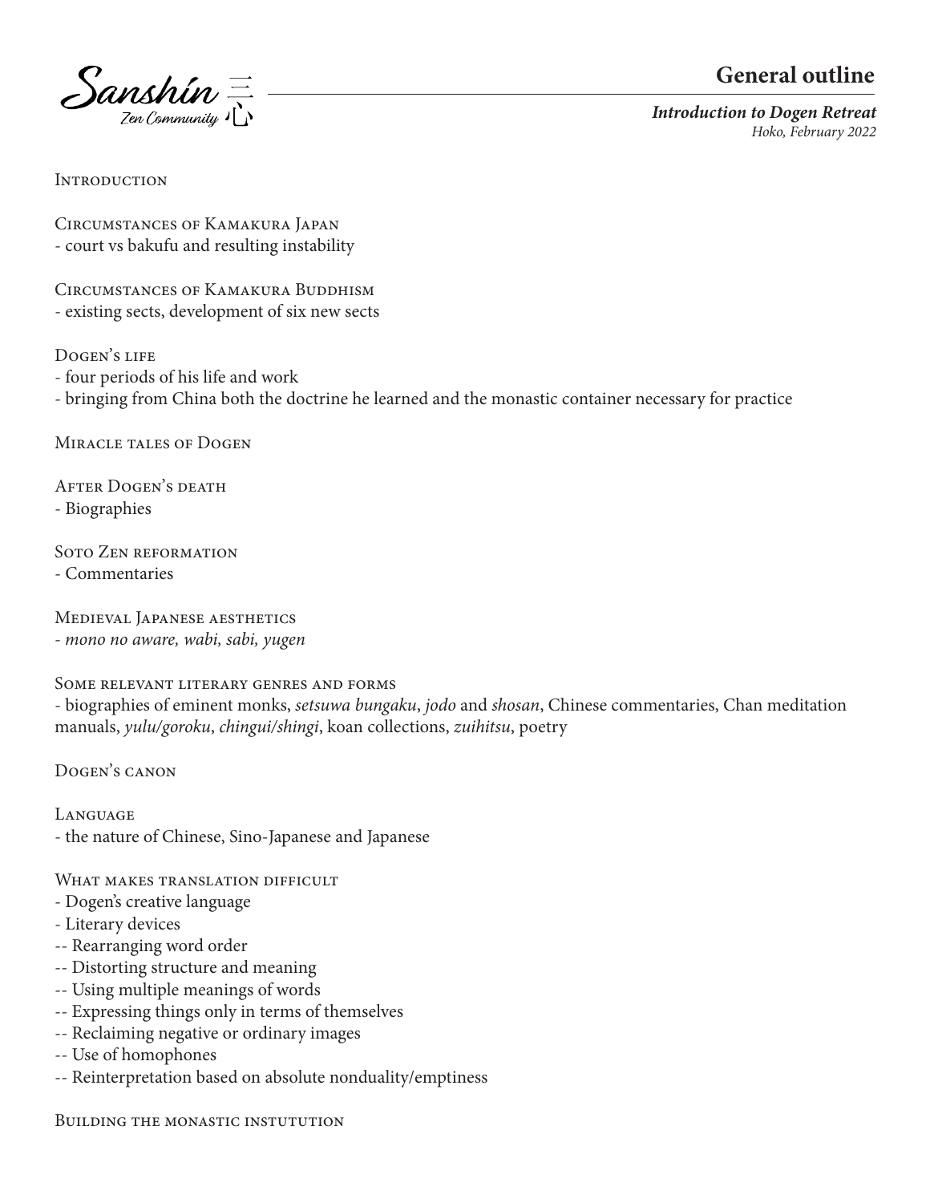Sanshin 三心 Zen Community

# General outline

***Introduction to Dogen Retreat***
*Hoko, February 2022*

## Introduction

## Circumstances of Kamakura Japan
- court vs bakufu and resulting instability

## Circumstances of Kamakura Buddhism
- existing sects, development of six new sects

## Dogen's life
- four periods of his life and work
- bringing from China both the doctrine he learned and the monastic container necessary for practice

## Miracle tales of Dogen

## After Dogen's death
- Biographies

## Soto Zen reformation
- Commentaries

## Medieval Japanese aesthetics
- *mono no aware, wabi, sabi, yugen*

## Some relevant literary genres and forms
- biographies of eminent monks, *setsuwa bungaku*, *jodo* and *shosan*, Chinese commentaries, Chan meditation manuals, *yulu/goroku*, *chingui/shingi*, koan collections, *zuihitsu*, poetry

## Dogen's canon

## Language
- the nature of Chinese, Sino-Japanese and Japanese

## What makes translation difficult
- Dogen's creative language
- Literary devices
  - Rearranging word order
  - Distorting structure and meaning
  - Using multiple meanings of words
  - Expressing things only in terms of themselves
  - Reclaiming negative or ordinary images
  - Use of homophones
  - Reinterpretation based on absolute nonduality/emptiness

## Building the monastic instutution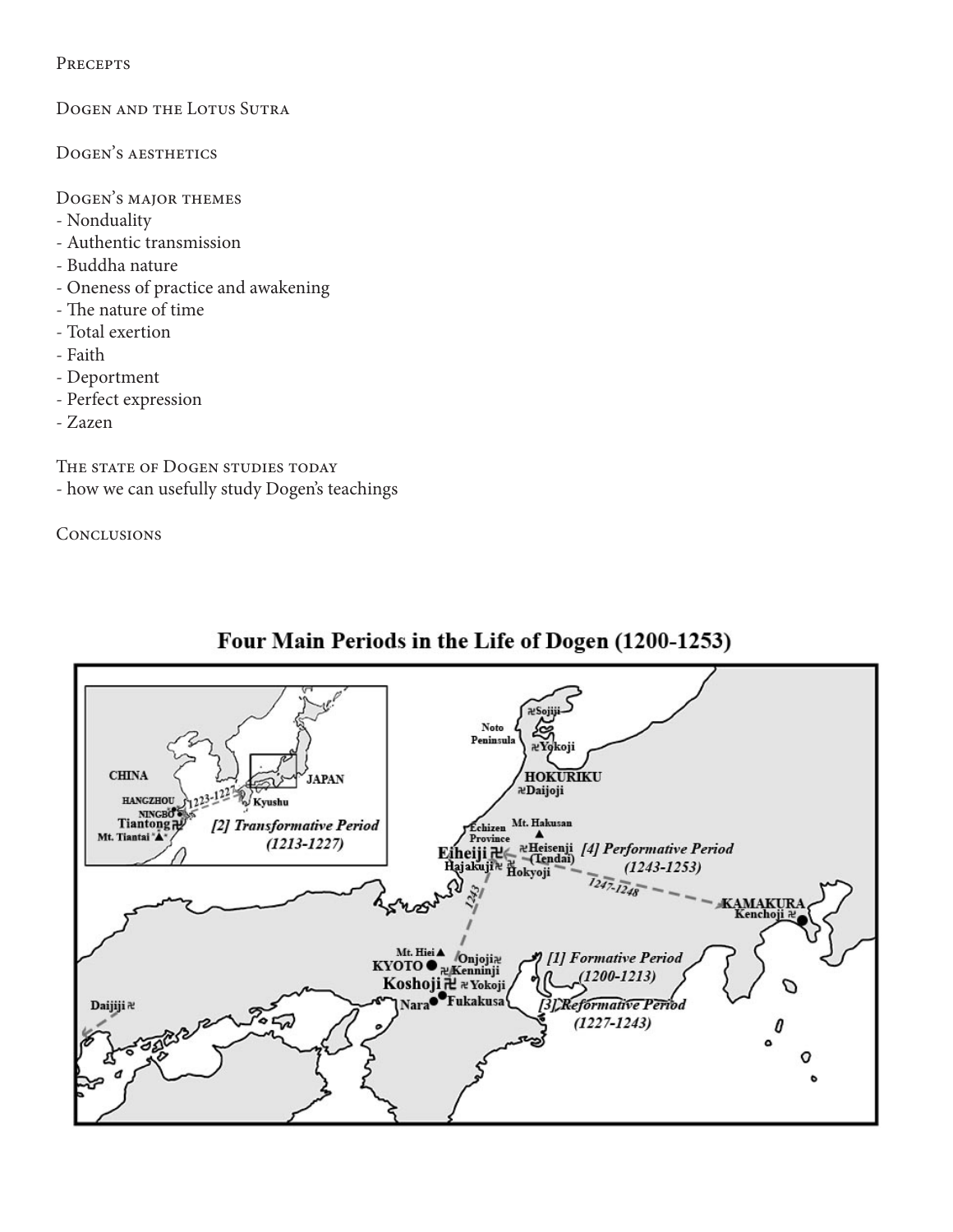Precepts

Dogen and the Lotus Sutra

Dogen's aesthetics

Dogen's major themes
- Nonduality
- Authentic transmission
- Buddha nature
- Oneness of practice and awakening
- The nature of time
- Total exertion
- Faith
- Deportment
- Perfect expression
- Zazen

The state of Dogen studies today
- how we can usefully study Dogen's teachings

Conclusions

**Four Main Periods in the Life of Dogen (1200-1253)**

*[1] Formative Period (1200-1213)*

*[2] Transformative Period (1213-1227)*

*[3] Reformative Period (1227-1243)*

*[4] Performative Period (1243-1253)*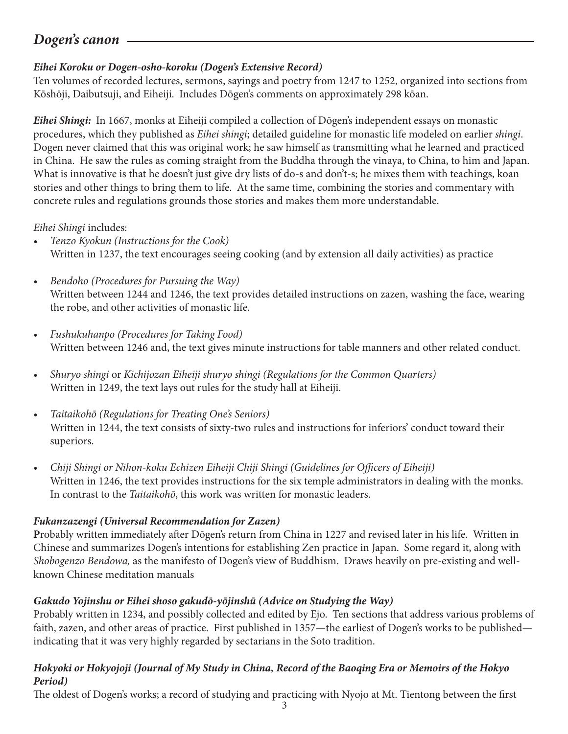## *Dogen's canon*

***Eihei Koroku or Dogen-osho-koroku (Dogen's Extensive Record)***

Ten volumes of recorded lectures, sermons, sayings and poetry from 1247 to 1252, organized into sections from Kōshōji, Daibutsuji, and Eiheiji. Includes Dōgen's comments on approximately 298 kōan.

***Eihei Shingi:*** In 1667, monks at Eiheiji compiled a collection of Dōgen's independent essays on monastic procedures, which they published as *Eihei shingi*; detailed guideline for monastic life modeled on earlier *shingi*. Dogen never claimed that this was original work; he saw himself as transmitting what he learned and practiced in China. He saw the rules as coming straight from the Buddha through the vinaya, to China, to him and Japan. What is innovative is that he doesn't just give dry lists of do-s and don't-s; he mixes them with teachings, koan stories and other things to bring them to life. At the same time, combining the stories and commentary with concrete rules and regulations grounds those stories and makes them more understandable.

*Eihei Shingi* includes:

- *Tenzo Kyokun (Instructions for the Cook)*
  Written in 1237, the text encourages seeing cooking (and by extension all daily activities) as practice
- *Bendoho (Procedures for Pursuing the Way)*
  Written between 1244 and 1246, the text provides detailed instructions on zazen, washing the face, wearing the robe, and other activities of monastic life.
- *Fushukuhanpo (Procedures for Taking Food)*
  Written between 1246 and, the text gives minute instructions for table manners and other related conduct.
- *Shuryo shingi* or *Kichijozan Eiheiji shuryo shingi (Regulations for the Common Quarters)*
  Written in 1249, the text lays out rules for the study hall at Eiheiji.
- *Taitaikohō (Regulations for Treating One's Seniors)*
  Written in 1244, the text consists of sixty-two rules and instructions for inferiors' conduct toward their superiors.
- *Chiji Shingi or Nihon-koku Echizen Eiheiji Chiji Shingi (Guidelines for Officers of Eiheiji)*
  Written in 1246, the text provides instructions for the six temple administrators in dealing with the monks. In contrast to the *Taitaikohō*, this work was written for monastic leaders.

***Fukanzazengi (Universal Recommendation for Zazen)***

**P**robably written immediately after Dōgen's return from China in 1227 and revised later in his life. Written in Chinese and summarizes Dogen's intentions for establishing Zen practice in Japan. Some regard it, along with *Shobogenzo Bendowa,* as the manifesto of Dogen's view of Buddhism. Draws heavily on pre-existing and well-known Chinese meditation manuals

***Gakudo Yojinshu or Eihei shoso gakudō-yōjinshū (Advice on Studying the Way)***

Probably written in 1234, and possibly collected and edited by Ejo. Ten sections that address various problems of faith, zazen, and other areas of practice. First published in 1357—the earliest of Dogen's works to be published—indicating that it was very highly regarded by sectarians in the Soto tradition.

***Hokyoki or Hokyojoji (Journal of My Study in China, Record of the Baoqing Era or Memoirs of the Hokyo Period)***

The oldest of Dogen's works; a record of studying and practicing with Nyojo at Mt. Tientong between the first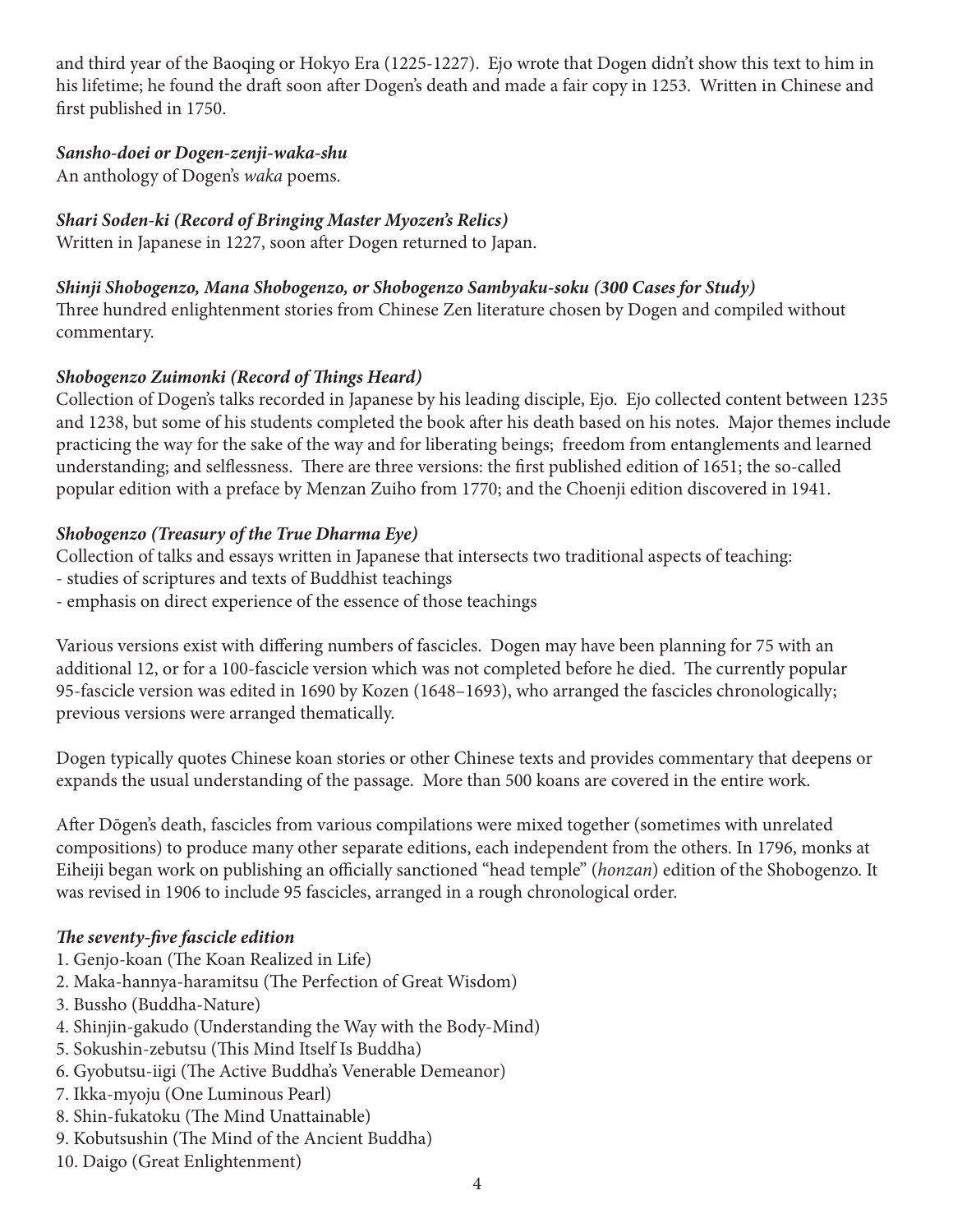and third year of the Baoqing or Hokyo Era (1225-1227). Ejo wrote that Dogen didn't show this text to him in his lifetime; he found the draft soon after Dogen's death and made a fair copy in 1253. Written in Chinese and first published in 1750.

***Sansho-doei or Dogen-zenji-waka-shu***
An anthology of Dogen's *waka* poems.

***Shari Soden-ki (Record of Bringing Master Myozen's Relics)***
Written in Japanese in 1227, soon after Dogen returned to Japan.

***Shinji Shobogenzo, Mana Shobogenzo, or Shobogenzo Sambyaku-soku (300 Cases for Study)***
Three hundred enlightenment stories from Chinese Zen literature chosen by Dogen and compiled without commentary.

***Shobogenzo Zuimonki (Record of Things Heard)***
Collection of Dogen's talks recorded in Japanese by his leading disciple, Ejo. Ejo collected content between 1235 and 1238, but some of his students completed the book after his death based on his notes. Major themes include practicing the way for the sake of the way and for liberating beings; freedom from entanglements and learned understanding; and selflessness. There are three versions: the first published edition of 1651; the so-called popular edition with a preface by Menzan Zuiho from 1770; and the Choenji edition discovered in 1941.

***Shobogenzo (Treasury of the True Dharma Eye)***
Collection of talks and essays written in Japanese that intersects two traditional aspects of teaching:
- studies of scriptures and texts of Buddhist teachings
- emphasis on direct experience of the essence of those teachings

Various versions exist with differing numbers of fascicles. Dogen may have been planning for 75 with an additional 12, or for a 100-fascicle version which was not completed before he died. The currently popular 95-fascicle version was edited in 1690 by Kozen (1648–1693), who arranged the fascicles chronologically; previous versions were arranged thematically.

Dogen typically quotes Chinese koan stories or other Chinese texts and provides commentary that deepens or expands the usual understanding of the passage. More than 500 koans are covered in the entire work.

After Dōgen's death, fascicles from various compilations were mixed together (sometimes with unrelated compositions) to produce many other separate editions, each independent from the others. In 1796, monks at Eiheiji began work on publishing an officially sanctioned "head temple" (*honzan*) edition of the Shobogenzo. It was revised in 1906 to include 95 fascicles, arranged in a rough chronological order.

***The seventy-five fascicle edition***
1. Genjo-koan (The Koan Realized in Life)
2. Maka-hannya-haramitsu (The Perfection of Great Wisdom)
3. Bussho (Buddha-Nature)
4. Shinjin-gakudo (Understanding the Way with the Body-Mind)
5. Sokushin-zebutsu (This Mind Itself Is Buddha)
6. Gyobutsu-iigi (The Active Buddha's Venerable Demeanor)
7. Ikka-myoju (One Luminous Pearl)
8. Shin-fukatoku (The Mind Unattainable)
9. Kobutsushin (The Mind of the Ancient Buddha)
10. Daigo (Great Enlightenment)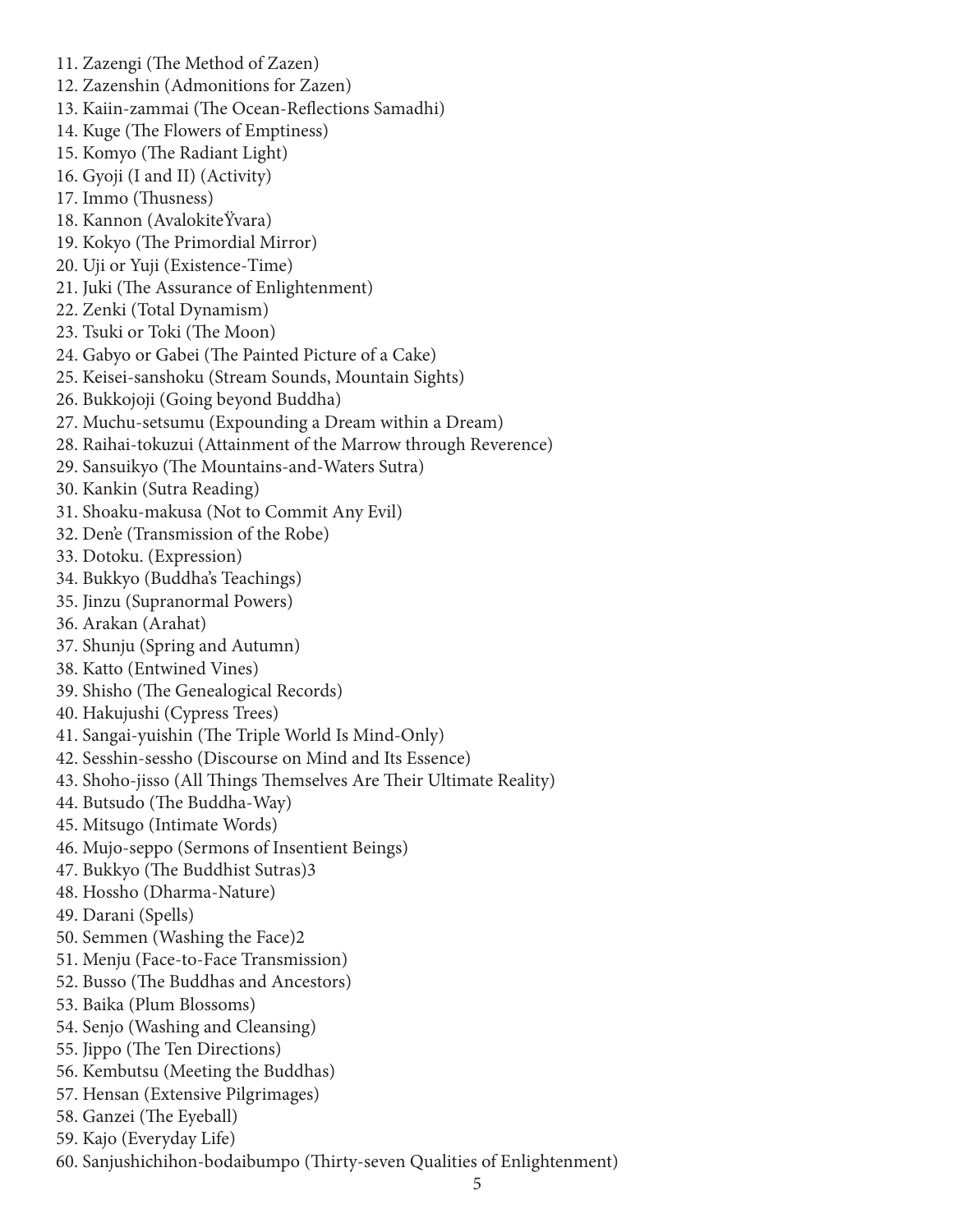11. Zazengi (The Method of Zazen)
12. Zazenshin (Admonitions for Zazen)
13. Kaiin-zammai (The Ocean-Reflections Samadhi)
14. Kuge (The Flowers of Emptiness)
15. Komyo (The Radiant Light)
16. Gyoji (I and II) (Activity)
17. Immo (Thusness)
18. Kannon (AvalokiteŶvara)
19. Kokyo (The Primordial Mirror)
20. Uji or Yuji (Existence-Time)
21. Juki (The Assurance of Enlightenment)
22. Zenki (Total Dynamism)
23. Tsuki or Toki (The Moon)
24. Gabyo or Gabei (The Painted Picture of a Cake)
25. Keisei-sanshoku (Stream Sounds, Mountain Sights)
26. Bukkojoji (Going beyond Buddha)
27. Muchu-setsumu (Expounding a Dream within a Dream)
28. Raihai-tokuzui (Attainment of the Marrow through Reverence)
29. Sansuikyo (The Mountains-and-Waters Sutra)
30. Kankin (Sutra Reading)
31. Shoaku-makusa (Not to Commit Any Evil)
32. Den'e (Transmission of the Robe)
33. Dotoku. (Expression)
34. Bukkyo (Buddha's Teachings)
35. Jinzu (Supranormal Powers)
36. Arakan (Arahat)
37. Shunju (Spring and Autumn)
38. Katto (Entwined Vines)
39. Shisho (The Genealogical Records)
40. Hakujushi (Cypress Trees)
41. Sangai-yuishin (The Triple World Is Mind-Only)
42. Sesshin-sessho (Discourse on Mind and Its Essence)
43. Shoho-jisso (All Things Themselves Are Their Ultimate Reality)
44. Butsudo (The Buddha-Way)
45. Mitsugo (Intimate Words)
46. Mujo-seppo (Sermons of Insentient Beings)
47. Bukkyo (The Buddhist Sutras)3
48. Hossho (Dharma-Nature)
49. Darani (Spells)
50. Semmen (Washing the Face)2
51. Menju (Face-to-Face Transmission)
52. Busso (The Buddhas and Ancestors)
53. Baika (Plum Blossoms)
54. Senjo (Washing and Cleansing)
55. Jippo (The Ten Directions)
56. Kembutsu (Meeting the Buddhas)
57. Hensan (Extensive Pilgrimages)
58. Ganzei (The Eyeball)
59. Kajo (Everyday Life)
60. Sanjushichihon-bodaibumpo (Thirty-seven Qualities of Enlightenment)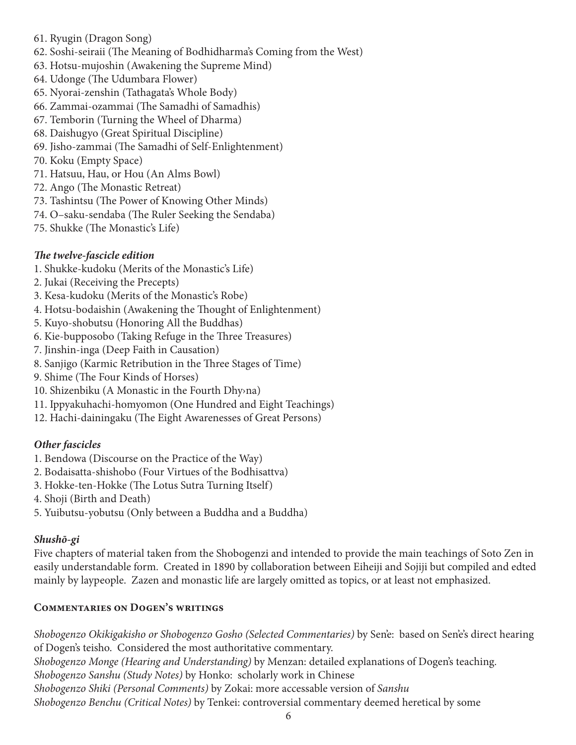61. Ryugin (Dragon Song)
62. Soshi-seiraii (The Meaning of Bodhidharma's Coming from the West)
63. Hotsu-mujoshin (Awakening the Supreme Mind)
64. Udonge (The Udumbara Flower)
65. Nyorai-zenshin (Tathagata's Whole Body)
66. Zammai-ozammai (The Samadhi of Samadhis)
67. Temborin (Turning the Wheel of Dharma)
68. Daishugyo (Great Spiritual Discipline)
69. Jisho-zammai (The Samadhi of Self-Enlightenment)
70. Koku (Empty Space)
71. Hatsuu, Hau, or Hou (An Alms Bowl)
72. Ango (The Monastic Retreat)
73. Tashintsu (The Power of Knowing Other Minds)
74. O–saku-sendaba (The Ruler Seeking the Sendaba)
75. Shukke (The Monastic's Life)

### *The twelve-fascicle edition*

1. Shukke-kudoku (Merits of the Monastic's Life)
2. Jukai (Receiving the Precepts)
3. Kesa-kudoku (Merits of the Monastic's Robe)
4. Hotsu-bodaishin (Awakening the Thought of Enlightenment)
5. Kuyo-shobutsu (Honoring All the Buddhas)
6. Kie-bupposobo (Taking Refuge in the Three Treasures)
7. Jinshin-inga (Deep Faith in Causation)
8. Sanjigo (Karmic Retribution in the Three Stages of Time)
9. Shime (The Four Kinds of Horses)
10. Shizenbiku (A Monastic in the Fourth Dhy›na)
11. Ippyakuhachi-homyomon (One Hundred and Eight Teachings)
12. Hachi-dainingaku (The Eight Awarenesses of Great Persons)

### *Other fascicles*

1. Bendowa (Discourse on the Practice of the Way)
2. Bodaisatta-shishobo (Four Virtues of the Bodhisattva)
3. Hokke-ten-Hokke (The Lotus Sutra Turning Itself)
4. Shoji (Birth and Death)
5. Yuibutsu-yobutsu (Only between a Buddha and a Buddha)

### *Shushō-gi*

Five chapters of material taken from the Shobogenzi and intended to provide the main teachings of Soto Zen in easily understandable form. Created in 1890 by collaboration between Eiheiji and Sojiji but compiled and edted mainly by laypeople. Zazen and monastic life are largely omitted as topics, or at least not emphasized.

## Commentaries on Dogen's writings

*Shobogenzo Okikigakisho or Shobogenzo Gosho (Selected Commentaries)* by Sen'e: based on Sen'e's direct hearing of Dogen's teisho. Considered the most authoritative commentary.
*Shobogenzo Monge (Hearing and Understanding)* by Menzan: detailed explanations of Dogen's teaching.
*Shobogenzo Sanshu (Study Notes)* by Honko: scholarly work in Chinese
*Shobogenzo Shiki (Personal Comments)* by Zokai: more accessable version of *Sanshu*
*Shobogenzo Benchu (Critical Notes)* by Tenkei: controversial commentary deemed heretical by some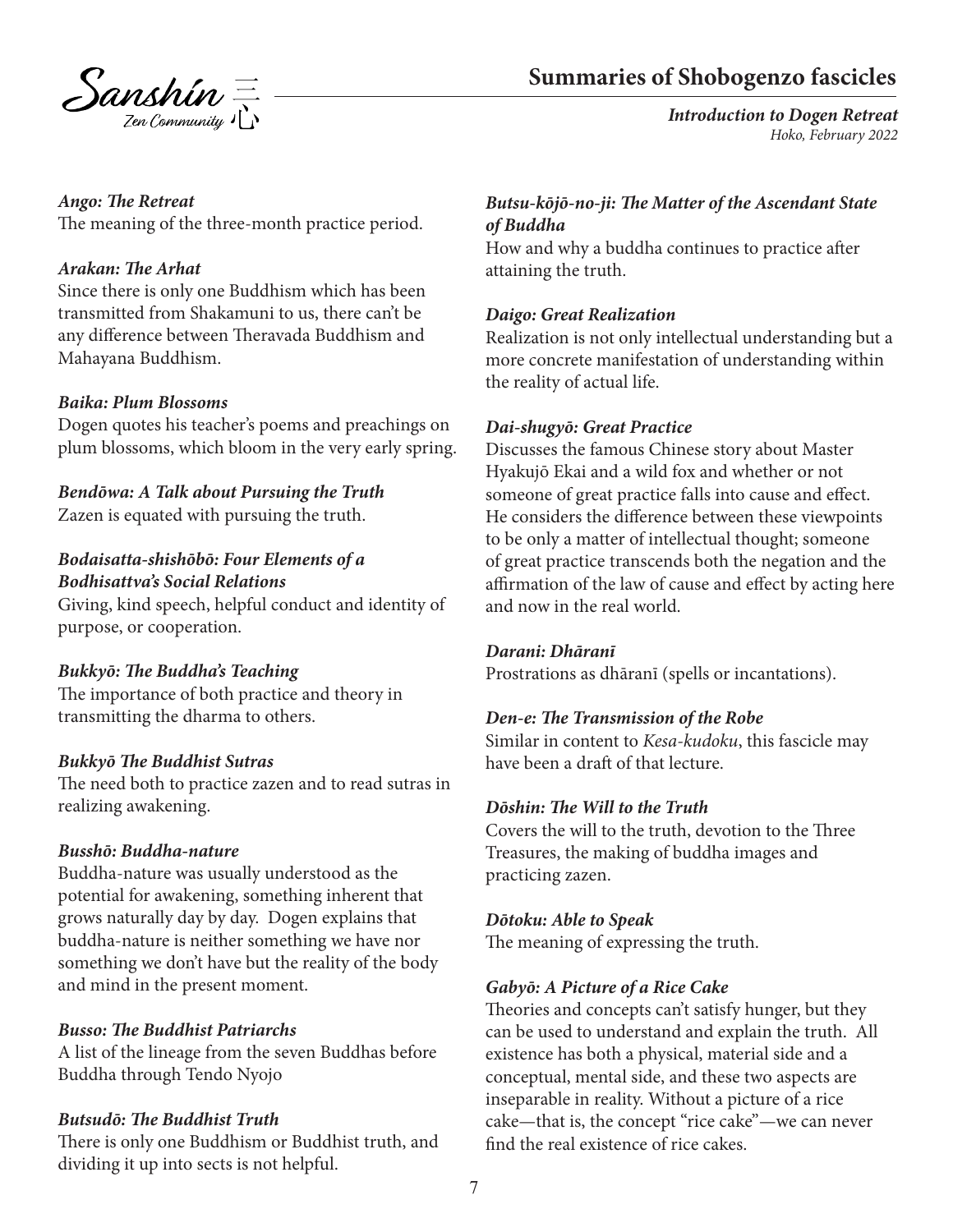## Summaries of Shobogenzo fascicles

***Introduction to Dogen Retreat***
*Hoko, February 2022*

***Ango: The Retreat***
The meaning of the three-month practice period.

***Arakan: The Arhat***
Since there is only one Buddhism which has been transmitted from Shakamuni to us, there can't be any difference between Theravada Buddhism and Mahayana Buddhism.

***Baika: Plum Blossoms***
Dogen quotes his teacher's poems and preachings on plum blossoms, which bloom in the very early spring.

***Bendōwa: A Talk about Pursuing the Truth***
Zazen is equated with pursuing the truth.

***Bodaisatta-shishōbō: Four Elements of a Bodhisattva's Social Relations***
Giving, kind speech, helpful conduct and identity of purpose, or cooperation.

***Bukkyō: The Buddha's Teaching***
The importance of both practice and theory in transmitting the dharma to others.

***Bukkyō The Buddhist Sutras***
The need both to practice zazen and to read sutras in realizing awakening.

***Busshō: Buddha-nature***
Buddha-nature was usually understood as the potential for awakening, something inherent that grows naturally day by day. Dogen explains that buddha-nature is neither something we have nor something we don't have but the reality of the body and mind in the present moment.

***Busso: The Buddhist Patriarchs***
A list of the lineage from the seven Buddhas before Buddha through Tendo Nyojo

***Butsudō: The Buddhist Truth***
There is only one Buddhism or Buddhist truth, and dividing it up into sects is not helpful.

***Butsu-kōjō-no-ji: The Matter of the Ascendant State of Buddha***
How and why a buddha continues to practice after attaining the truth.

***Daigo: Great Realization***
Realization is not only intellectual understanding but a more concrete manifestation of understanding within the reality of actual life.

***Dai-shugyō: Great Practice***
Discusses the famous Chinese story about Master Hyakujō Ekai and a wild fox and whether or not someone of great practice falls into cause and effect. He considers the difference between these viewpoints to be only a matter of intellectual thought; someone of great practice transcends both the negation and the affirmation of the law of cause and effect by acting here and now in the real world.

***Darani: Dhāranī***
Prostrations as dhāranī (spells or incantations).

***Den-e: The Transmission of the Robe***
Similar in content to *Kesa-kudoku*, this fascicle may have been a draft of that lecture.

***Dōshin: The Will to the Truth***
Covers the will to the truth, devotion to the Three Treasures, the making of buddha images and practicing zazen.

***Dōtoku: Able to Speak***
The meaning of expressing the truth.

***Gabyō: A Picture of a Rice Cake***
Theories and concepts can't satisfy hunger, but they can be used to understand and explain the truth. All existence has both a physical, material side and a conceptual, mental side, and these two aspects are inseparable in reality. Without a picture of a rice cake—that is, the concept "rice cake"—we can never find the real existence of rice cakes.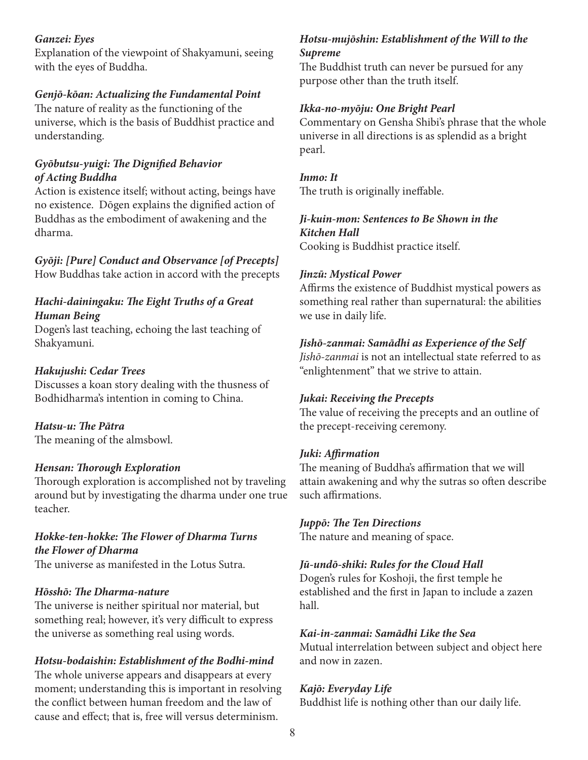***Ganzei: Eyes***
Explanation of the viewpoint of Shakyamuni, seeing with the eyes of Buddha.

***Genjō-kōan: Actualizing the Fundamental Point***
The nature of reality as the functioning of the universe, which is the basis of Buddhist practice and understanding.

***Gyōbutsu-yuigi: The Dignified Behavior of Acting Buddha***
Action is existence itself; without acting, beings have no existence. Dōgen explains the dignified action of Buddhas as the embodiment of awakening and the dharma.

***Gyōji: [Pure] Conduct and Observance [of Precepts]***
How Buddhas take action in accord with the precepts

***Hachi-dainingaku: The Eight Truths of a Great Human Being***
Dogen's last teaching, echoing the last teaching of Shakyamuni.

***Hakujushi: Cedar Trees***
Discusses a koan story dealing with the thusness of Bodhidharma's intention in coming to China.

***Hatsu-u: The Pātra***
The meaning of the almsbowl.

***Hensan: Thorough Exploration***
Thorough exploration is accomplished not by traveling around but by investigating the dharma under one true teacher.

***Hokke-ten-hokke: The Flower of Dharma Turns the Flower of Dharma***
The universe as manifested in the Lotus Sutra.

***Hōsshō: The Dharma-nature***
The universe is neither spiritual nor material, but something real; however, it's very difficult to express the universe as something real using words.

***Hotsu-bodaishin: Establishment of the Bodhi-mind***
The whole universe appears and disappears at every moment; understanding this is important in resolving the conflict between human freedom and the law of cause and effect; that is, free will versus determinism.

***Hotsu-mujōshin: Establishment of the Will to the Supreme***
The Buddhist truth can never be pursued for any purpose other than the truth itself.

***Ikka-no-myōju: One Bright Pearl***
Commentary on Gensha Shibi's phrase that the whole universe in all directions is as splendid as a bright pearl.

***Inmo: It***
The truth is originally ineffable.

***Ji-kuin-mon: Sentences to Be Shown in the Kitchen Hall***
Cooking is Buddhist practice itself.

***Jinzū: Mystical Power***
Affirms the existence of Buddhist mystical powers as something real rather than supernatural: the abilities we use in daily life.

***Jishō-zanmai: Samādhi as Experience of the Self***
*Jishō-zanmai* is not an intellectual state referred to as "enlightenment" that we strive to attain.

***Jukai: Receiving the Precepts***
The value of receiving the precepts and an outline of the precept-receiving ceremony.

***Juki: Affirmation***
The meaning of Buddha's affirmation that we will attain awakening and why the sutras so often describe such affirmations.

***Juppō: The Ten Directions***
The nature and meaning of space.

***Jū-undō-shiki: Rules for the Cloud Hall***
Dogen's rules for Koshoji, the first temple he established and the first in Japan to include a zazen hall.

***Kai-in-zanmai: Samādhi Like the Sea***
Mutual interrelation between subject and object here and now in zazen.

***Kajō: Everyday Life***
Buddhist life is nothing other than our daily life.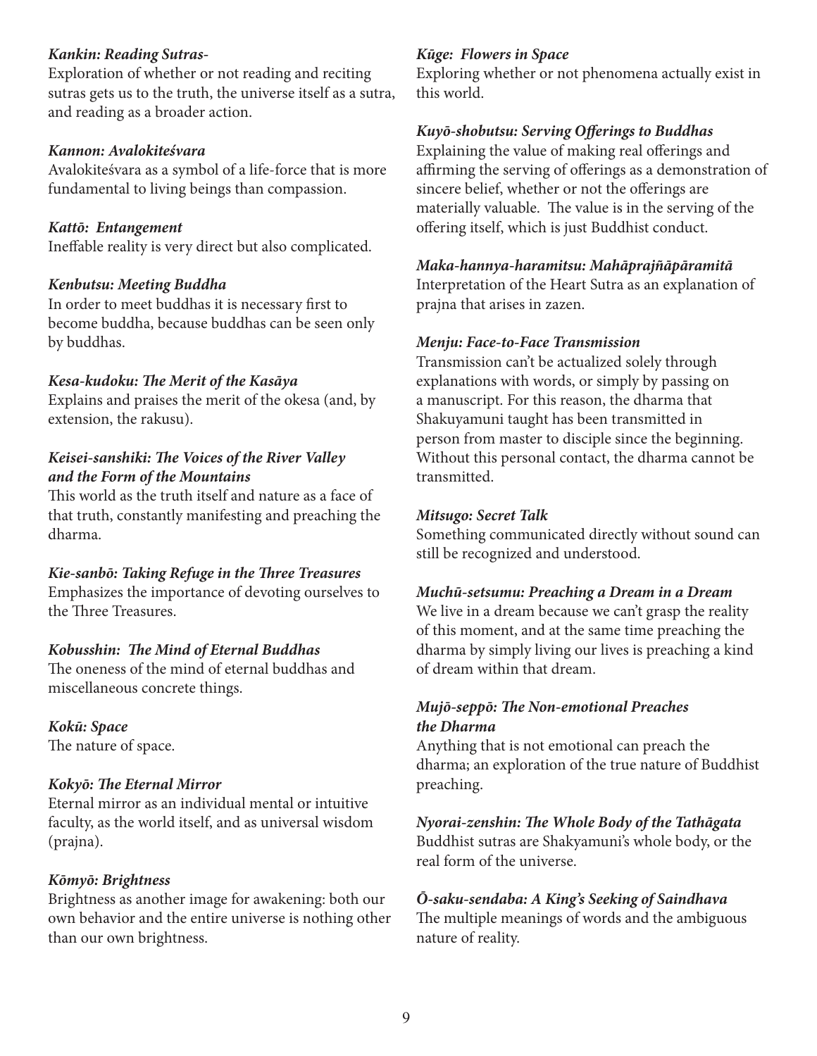***Kankin: Reading Sutras-***
Exploration of whether or not reading and reciting sutras gets us to the truth, the universe itself as a sutra, and reading as a broader action.

***Kannon: Avalokiteśvara***
Avalokiteśvara as a symbol of a life-force that is more fundamental to living beings than compassion.

***Kattō: Entanglement***
Ineffable reality is very direct but also complicated.

***Kenbutsu: Meeting Buddha***
In order to meet buddhas it is necessary first to become buddha, because buddhas can be seen only by buddhas.

***Kesa-kudoku: The Merit of the Kasāya***
Explains and praises the merit of the okesa (and, by extension, the rakusu).

***Keisei-sanshiki: The Voices of the River Valley and the Form of the Mountains***
This world as the truth itself and nature as a face of that truth, constantly manifesting and preaching the dharma.

***Kie-sanbō: Taking Refuge in the Three Treasures***
Emphasizes the importance of devoting ourselves to the Three Treasures.

***Kobusshin: The Mind of Eternal Buddhas***
The oneness of the mind of eternal buddhas and miscellaneous concrete things.

***Kokū: Space***
The nature of space.

***Kokyō: The Eternal Mirror***
Eternal mirror as an individual mental or intuitive faculty, as the world itself, and as universal wisdom (prajna).

***Kōmyō: Brightness***
Brightness as another image for awakening: both our own behavior and the entire universe is nothing other than our own brightness.

***Kūge: Flowers in Space***
Exploring whether or not phenomena actually exist in this world.

***Kuyō-shobutsu: Serving Offerings to Buddhas***
Explaining the value of making real offerings and affirming the serving of offerings as a demonstration of sincere belief, whether or not the offerings are materially valuable. The value is in the serving of the offering itself, which is just Buddhist conduct.

***Maka-hannya-haramitsu: Mahāprajñāpāramitā***
Interpretation of the Heart Sutra as an explanation of prajna that arises in zazen.

***Menju: Face-to-Face Transmission***
Transmission can't be actualized solely through explanations with words, or simply by passing on a manuscript. For this reason, the dharma that Shakuyamuni taught has been transmitted in person from master to disciple since the beginning. Without this personal contact, the dharma cannot be transmitted.

***Mitsugo: Secret Talk***
Something communicated directly without sound can still be recognized and understood.

***Muchū-setsumu: Preaching a Dream in a Dream***
We live in a dream because we can't grasp the reality of this moment, and at the same time preaching the dharma by simply living our lives is preaching a kind of dream within that dream.

***Mujō-seppō: The Non-emotional Preaches the Dharma***
Anything that is not emotional can preach the dharma; an exploration of the true nature of Buddhist preaching.

***Nyorai-zenshin: The Whole Body of the Tathāgata***
Buddhist sutras are Shakyamuni's whole body, or the real form of the universe.

***Ō-saku-sendaba: A King's Seeking of Saindhava***
The multiple meanings of words and the ambiguous nature of reality.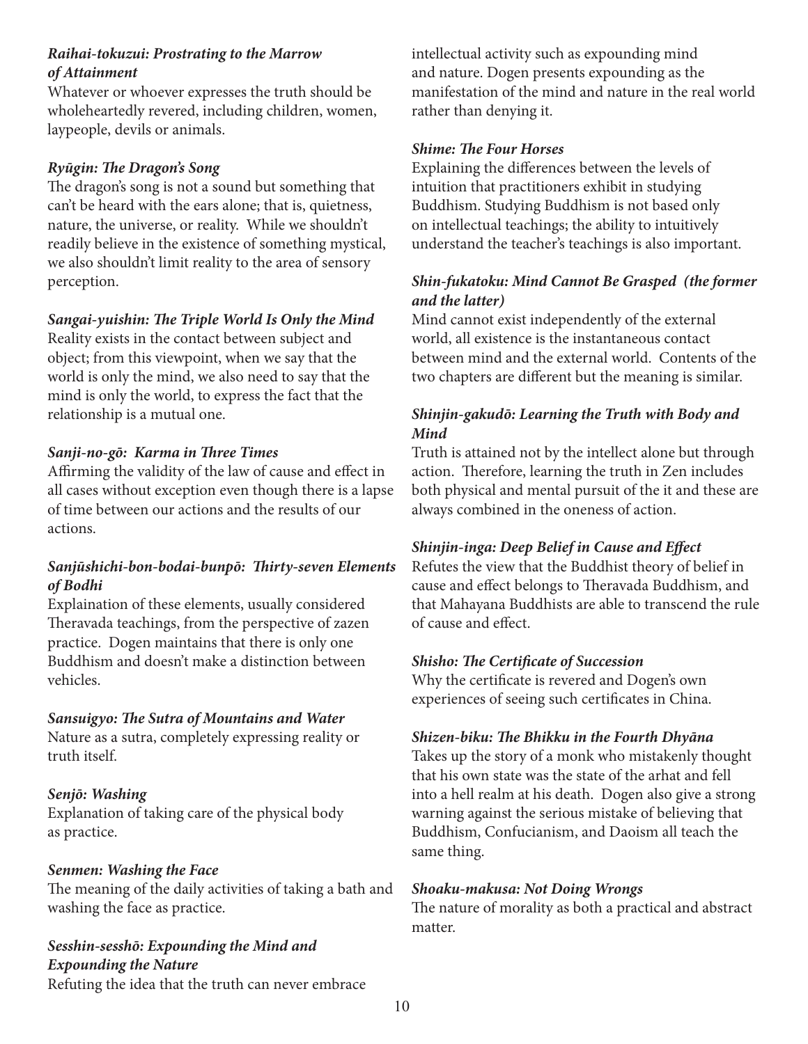***Raihai-tokuzui: Prostrating to the Marrow of Attainment***

Whatever or whoever expresses the truth should be wholeheartedly revered, including children, women, laypeople, devils or animals.

***Ryūgin: The Dragon's Song***

The dragon's song is not a sound but something that can't be heard with the ears alone; that is, quietness, nature, the universe, or reality. While we shouldn't readily believe in the existence of something mystical, we also shouldn't limit reality to the area of sensory perception.

***Sangai-yuishin: The Triple World Is Only the Mind***

Reality exists in the contact between subject and object; from this viewpoint, when we say that the world is only the mind, we also need to say that the mind is only the world, to express the fact that the relationship is a mutual one.

***Sanji-no-gō: Karma in Three Times***

Affirming the validity of the law of cause and effect in all cases without exception even though there is a lapse of time between our actions and the results of our actions.

***Sanjūshichi-bon-bodai-bunpō: Thirty-seven Elements of Bodhi***

Explaination of these elements, usually considered Theravada teachings, from the perspective of zazen practice. Dogen maintains that there is only one Buddhism and doesn't make a distinction between vehicles.

***Sansuigyo: The Sutra of Mountains and Water***

Nature as a sutra, completely expressing reality or truth itself.

***Senjō: Washing***

Explanation of taking care of the physical body as practice.

***Senmen: Washing the Face***

The meaning of the daily activities of taking a bath and washing the face as practice.

***Sesshin-sesshō: Expounding the Mind and Expounding the Nature***

Refuting the idea that the truth can never embrace intellectual activity such as expounding mind and nature. Dogen presents expounding as the manifestation of the mind and nature in the real world rather than denying it.

***Shime: The Four Horses***

Explaining the differences between the levels of intuition that practitioners exhibit in studying Buddhism. Studying Buddhism is not based only on intellectual teachings; the ability to intuitively understand the teacher's teachings is also important.

***Shin-fukatoku: Mind Cannot Be Grasped (the former and the latter)***

Mind cannot exist independently of the external world, all existence is the instantaneous contact between mind and the external world. Contents of the two chapters are different but the meaning is similar.

***Shinjin-gakudō: Learning the Truth with Body and Mind***

Truth is attained not by the intellect alone but through action. Therefore, learning the truth in Zen includes both physical and mental pursuit of the it and these are always combined in the oneness of action.

***Shinjin-inga: Deep Belief in Cause and Effect***

Refutes the view that the Buddhist theory of belief in cause and effect belongs to Theravada Buddhism, and that Mahayana Buddhists are able to transcend the rule of cause and effect.

***Shisho: The Certificate of Succession***

Why the certificate is revered and Dogen's own experiences of seeing such certificates in China.

***Shizen-biku: The Bhikku in the Fourth Dhyāna***

Takes up the story of a monk who mistakenly thought that his own state was the state of the arhat and fell into a hell realm at his death. Dogen also give a strong warning against the serious mistake of believing that Buddhism, Confucianism, and Daoism all teach the same thing.

***Shoaku-makusa: Not Doing Wrongs***

The nature of morality as both a practical and abstract matter.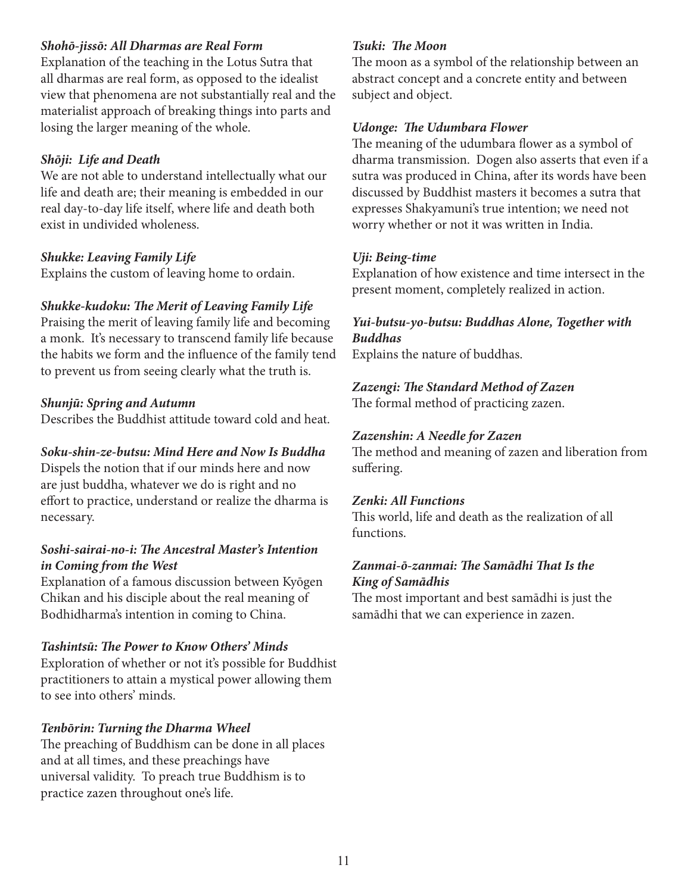***Shohō-jissō: All Dharmas are Real Form***
Explanation of the teaching in the Lotus Sutra that all dharmas are real form, as opposed to the idealist view that phenomena are not substantially real and the materialist approach of breaking things into parts and losing the larger meaning of the whole.

***Shōji: Life and Death***
We are not able to understand intellectually what our life and death are; their meaning is embedded in our real day-to-day life itself, where life and death both exist in undivided wholeness.

***Shukke: Leaving Family Life***
Explains the custom of leaving home to ordain.

***Shukke-kudoku: The Merit of Leaving Family Life***
Praising the merit of leaving family life and becoming a monk. It's necessary to transcend family life because the habits we form and the influence of the family tend to prevent us from seeing clearly what the truth is.

***Shunjū: Spring and Autumn***
Describes the Buddhist attitude toward cold and heat.

***Soku-shin-ze-butsu: Mind Here and Now Is Buddha***
Dispels the notion that if our minds here and now are just buddha, whatever we do is right and no effort to practice, understand or realize the dharma is necessary.

***Soshi-sairai-no-i: The Ancestral Master's Intention in Coming from the West***
Explanation of a famous discussion between Kyōgen Chikan and his disciple about the real meaning of Bodhidharma's intention in coming to China.

***Tashintsū: The Power to Know Others' Minds***
Exploration of whether or not it's possible for Buddhist practitioners to attain a mystical power allowing them to see into others' minds.

***Tenbōrin: Turning the Dharma Wheel***
The preaching of Buddhism can be done in all places and at all times, and these preachings have universal validity. To preach true Buddhism is to practice zazen throughout one's life.

***Tsuki: The Moon***
The moon as a symbol of the relationship between an abstract concept and a concrete entity and between subject and object.

***Udonge: The Udumbara Flower***
The meaning of the udumbara flower as a symbol of dharma transmission. Dogen also asserts that even if a sutra was produced in China, after its words have been discussed by Buddhist masters it becomes a sutra that expresses Shakyamuni's true intention; we need not worry whether or not it was written in India.

***Uji: Being-time***
Explanation of how existence and time intersect in the present moment, completely realized in action.

***Yui-butsu-yo-butsu: Buddhas Alone, Together with Buddhas***
Explains the nature of buddhas.

***Zazengi: The Standard Method of Zazen***
The formal method of practicing zazen.

***Zazenshin: A Needle for Zazen***
The method and meaning of zazen and liberation from suffering.

***Zenki: All Functions***
This world, life and death as the realization of all functions.

***Zanmai-ō-zanmai: The Samādhi That Is the King of Samādhis***
The most important and best samādhi is just the samādhi that we can experience in zazen.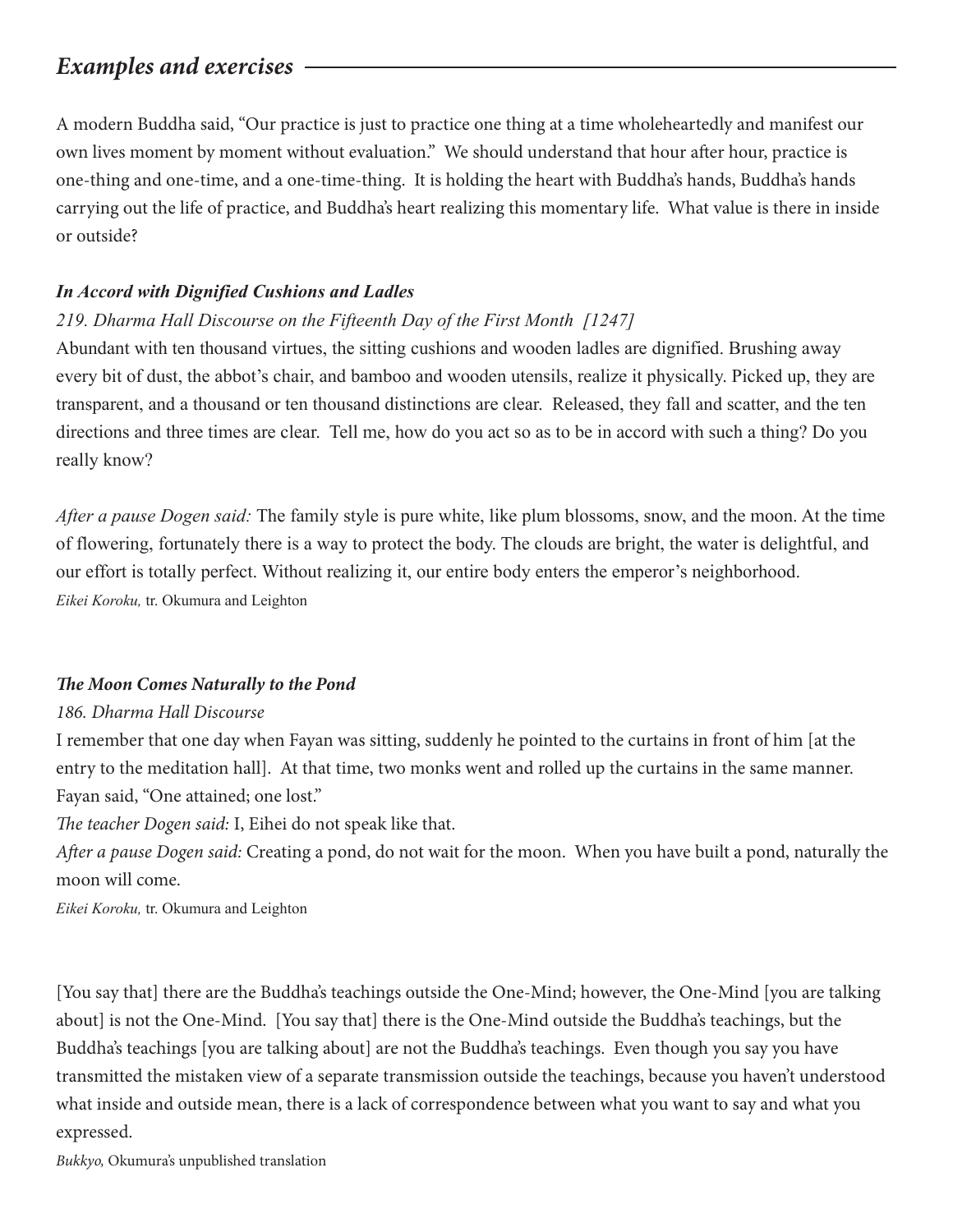## *Examples and exercises*

A modern Buddha said, "Our practice is just to practice one thing at a time wholeheartedly and manifest our own lives moment by moment without evaluation." We should understand that hour after hour, practice is one-thing and one-time, and a one-time-thing. It is holding the heart with Buddha's hands, Buddha's hands carrying out the life of practice, and Buddha's heart realizing this momentary life. What value is there in inside or outside?

***In Accord with Dignified Cushions and Ladles***

*219. Dharma Hall Discourse on the Fifteenth Day of the First Month [1247]*

Abundant with ten thousand virtues, the sitting cushions and wooden ladles are dignified. Brushing away every bit of dust, the abbot's chair, and bamboo and wooden utensils, realize it physically. Picked up, they are transparent, and a thousand or ten thousand distinctions are clear. Released, they fall and scatter, and the ten directions and three times are clear. Tell me, how do you act so as to be in accord with such a thing? Do you really know?

*After a pause Dogen said:* The family style is pure white, like plum blossoms, snow, and the moon. At the time of flowering, fortunately there is a way to protect the body. The clouds are bright, the water is delightful, and our effort is totally perfect. Without realizing it, our entire body enters the emperor's neighborhood.

*Eikei Koroku,* tr. Okumura and Leighton

***The Moon Comes Naturally to the Pond***

*186. Dharma Hall Discourse*

I remember that one day when Fayan was sitting, suddenly he pointed to the curtains in front of him [at the entry to the meditation hall]. At that time, two monks went and rolled up the curtains in the same manner. Fayan said, "One attained; one lost."

*The teacher Dogen said:* I, Eihei do not speak like that.

*After a pause Dogen said:* Creating a pond, do not wait for the moon. When you have built a pond, naturally the moon will come.

*Eikei Koroku,* tr. Okumura and Leighton

[You say that] there are the Buddha's teachings outside the One-Mind; however, the One-Mind [you are talking about] is not the One-Mind. [You say that] there is the One-Mind outside the Buddha's teachings, but the Buddha's teachings [you are talking about] are not the Buddha's teachings. Even though you say you have transmitted the mistaken view of a separate transmission outside the teachings, because you haven't understood what inside and outside mean, there is a lack of correspondence between what you want to say and what you expressed.

*Bukkyo,* Okumura's unpublished translation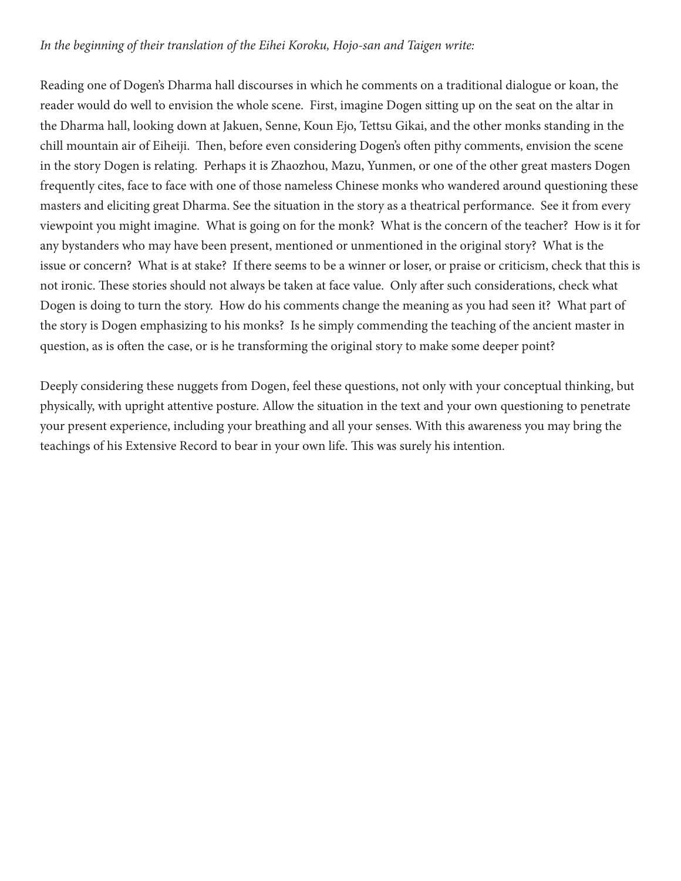*In the beginning of their translation of the Eihei Koroku, Hojo-san and Taigen write:*

Reading one of Dogen's Dharma hall discourses in which he comments on a traditional dialogue or koan, the reader would do well to envision the whole scene. First, imagine Dogen sitting up on the seat on the altar in the Dharma hall, looking down at Jakuen, Senne, Koun Ejo, Tettsu Gikai, and the other monks standing in the chill mountain air of Eiheiji. Then, before even considering Dogen's often pithy comments, envision the scene in the story Dogen is relating. Perhaps it is Zhaozhou, Mazu, Yunmen, or one of the other great masters Dogen frequently cites, face to face with one of those nameless Chinese monks who wandered around questioning these masters and eliciting great Dharma. See the situation in the story as a theatrical performance. See it from every viewpoint you might imagine. What is going on for the monk? What is the concern of the teacher? How is it for any bystanders who may have been present, mentioned or unmentioned in the original story? What is the issue or concern? What is at stake? If there seems to be a winner or loser, or praise or criticism, check that this is not ironic. These stories should not always be taken at face value. Only after such considerations, check what Dogen is doing to turn the story. How do his comments change the meaning as you had seen it? What part of the story is Dogen emphasizing to his monks? Is he simply commending the teaching of the ancient master in question, as is often the case, or is he transforming the original story to make some deeper point?

Deeply considering these nuggets from Dogen, feel these questions, not only with your conceptual thinking, but physically, with upright attentive posture. Allow the situation in the text and your own questioning to penetrate your present experience, including your breathing and all your senses. With this awareness you may bring the teachings of his Extensive Record to bear in your own life. This was surely his intention.